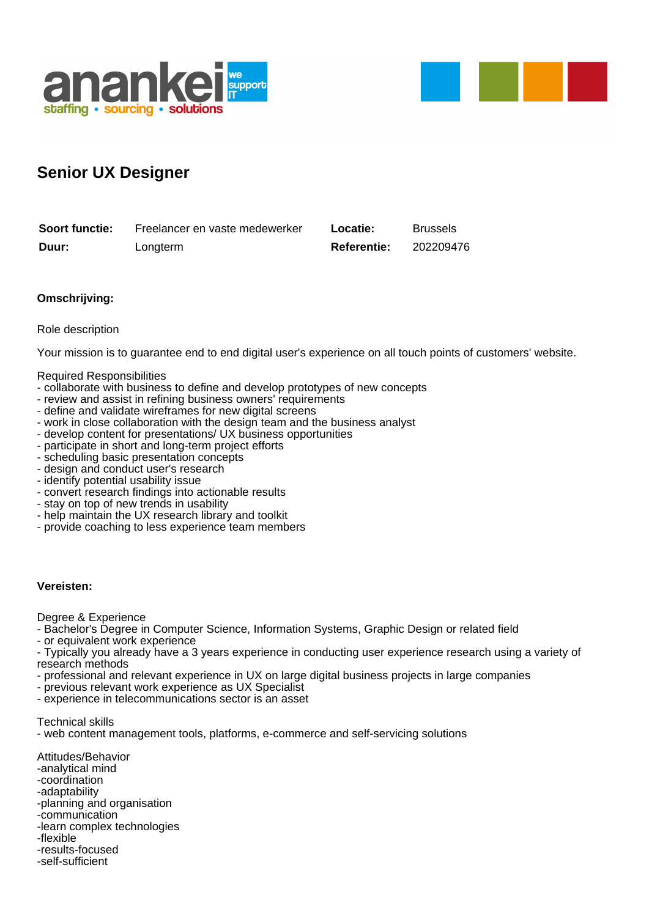# Senior UX Designer

| **Soort functie:** | Freelancer en vaste medewerker | **Locatie:** | Brussels |
|---|---|---|---|
| **Duur:** | Longterm | **Referentie:** | 202209476 |

**Omschrijving:**

Role description

Your mission is to guarantee end to end digital user's experience on all touch points of customers' website.

Required Responsibilities
- collaborate with business to define and develop prototypes of new concepts
- review and assist in refining business owners' requirements
- define and validate wireframes for new digital screens
- work in close collaboration with the design team and the business analyst
- develop content for presentations/ UX business opportunities
- participate in short and long-term project efforts
- scheduling basic presentation concepts
- design and conduct user's research
- identify potential usability issue
- convert research findings into actionable results
- stay on top of new trends in usability
- help maintain the UX research library and toolkit
- provide coaching to less experience team members

**Vereisten:**

Degree & Experience
- Bachelor's Degree in Computer Science, Information Systems, Graphic Design or related field
- or equivalent work experience
- Typically you already have a 3 years experience in conducting user experience research using a variety of research methods
- professional and relevant experience in UX on large digital business projects in large companies
- previous relevant work experience as UX Specialist
- experience in telecommunications sector is an asset

Technical skills
- web content management tools, platforms, e-commerce and self-servicing solutions

Attitudes/Behavior
-analytical mind
-coordination
-adaptability
-planning and organisation
-communication
-learn complex technologies
-flexible
-results-focused
-self-sufficient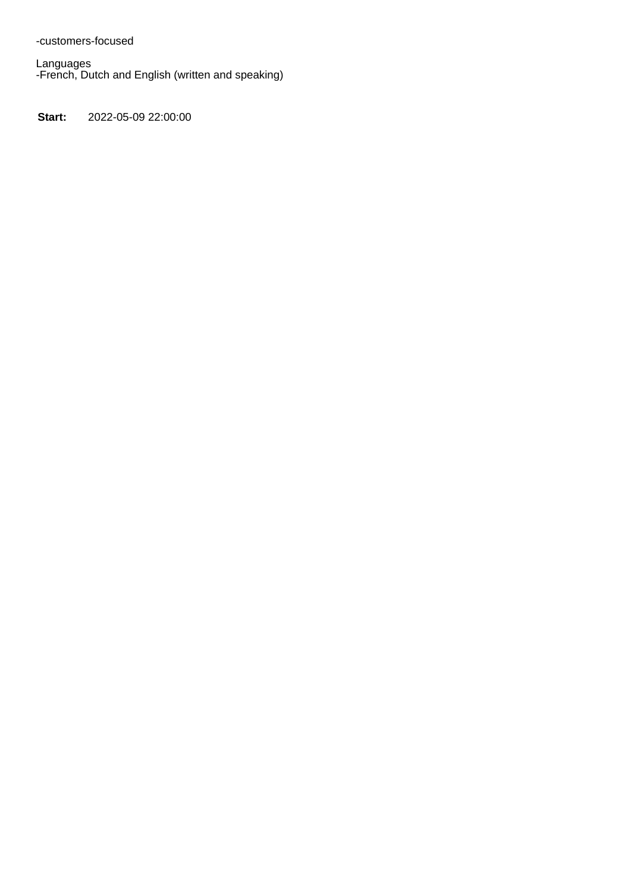-customers-focused

Languages
-French, Dutch and English (written and speaking)

**Start:** 2022-05-09 22:00:00